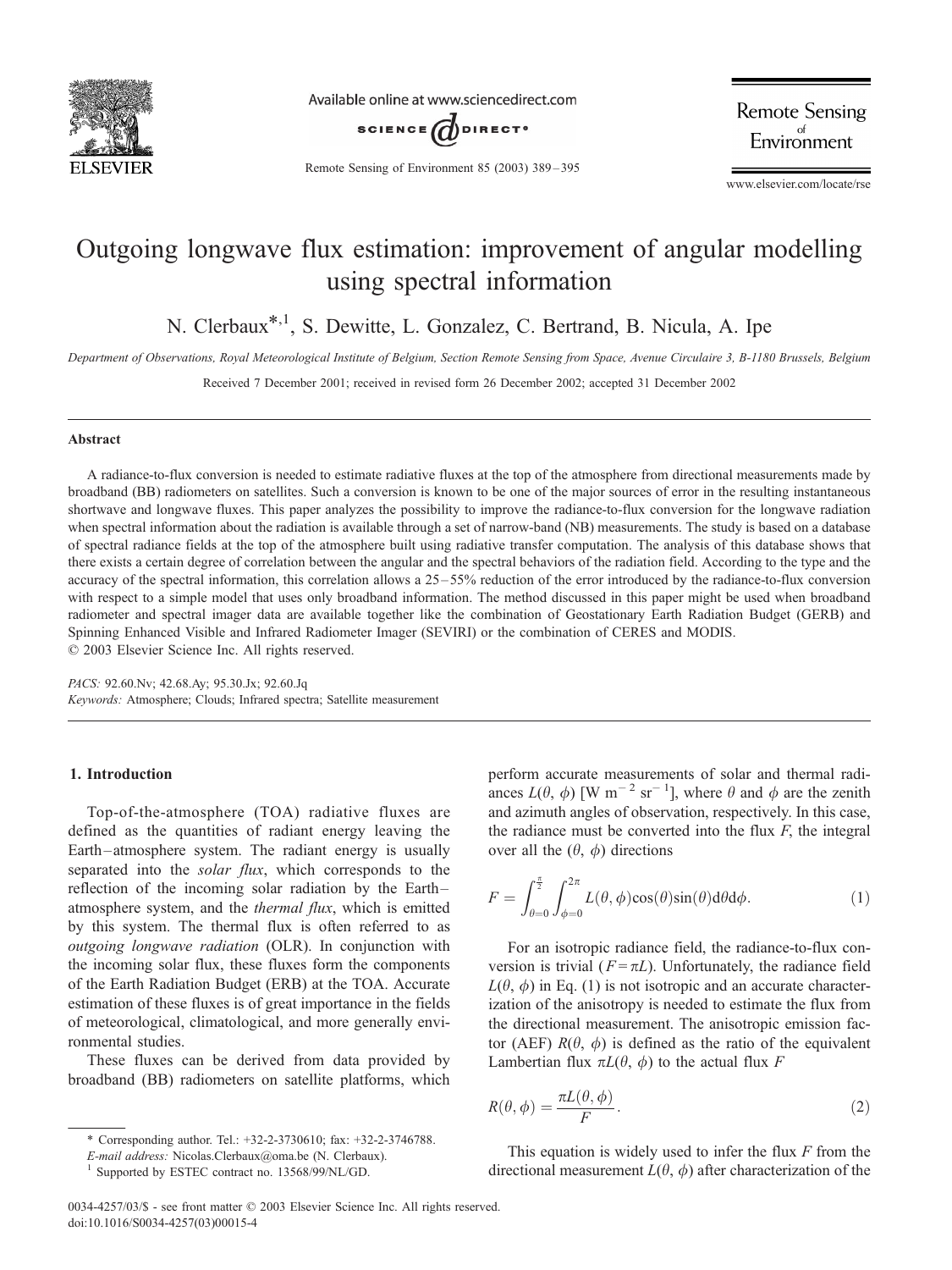# Outgoing longwave flux estimation: improvement of angular modelling using spectral information

N. Clerbaux*[,1], S. Dewitte, L. Gonzalez, C. Bertrand, B. Nicula, A. Ipe

*Department of Observations, Royal Meteorological Institute of Belgium, Section Remote Sensing from Space, Avenue Circulaire 3, B-1180 Brussels, Belgium*

Received 7 December 2001; received in revised form 26 December 2002; accepted 31 December 2002

## Abstract

A radiance-to-flux conversion is needed to estimate radiative fluxes at the top of the atmosphere from directional measurements made by broadband (BB) radiometers on satellites. Such a conversion is known to be one of the major sources of error in the resulting instantaneous shortwave and longwave fluxes. This paper analyzes the possibility to improve the radiance-to-flux conversion for the longwave radiation when spectral information about the radiation is available through a set of narrow-band (NB) measurements. The study is based on a database of spectral radiance fields at the top of the atmosphere built using radiative transfer computation. The analysis of this database shows that there exists a certain degree of correlation between the angular and the spectral behaviors of the radiation field. According to the type and the accuracy of the spectral information, this correlation allows a 25–55% reduction of the error introduced by the radiance-to-flux conversion with respect to a simple model that uses only broadband information. The method discussed in this paper might be used when broadband radiometer and spectral imager data are available together like the combination of Geostationary Earth Radiation Budget (GERB) and Spinning Enhanced Visible and Infrared Radiometer Imager (SEVIRI) or the combination of CERES and MODIS.

© 2003 Elsevier Science Inc. All rights reserved.

*PACS:* 92.60.Nv; 42.68.Ay; 95.30.Jx; 92.60.Jq

*Keywords:* Atmosphere; Clouds; Infrared spectra; Satellite measurement

## 1. Introduction

Top-of-the-atmosphere (TOA) radiative fluxes are defined as the quantities of radiant energy leaving the Earth–atmosphere system. The radiant energy is usually separated into the *solar flux*, which corresponds to the reflection of the incoming solar radiation by the Earth–atmosphere system, and the *thermal flux*, which is emitted by this system. The thermal flux is often referred to as *outgoing longwave radiation* (OLR). In conjunction with the incoming solar flux, these fluxes form the components of the Earth Radiation Budget (ERB) at the TOA. Accurate estimation of these fluxes is of great importance in the fields of meteorological, climatological, and more generally environmental studies.

These fluxes can be derived from data provided by broadband (BB) radiometers on satellite platforms, which perform accurate measurements of solar and thermal radiances $L(\theta, \phi)$ [W m$^{-2}$ sr$^{-1}$], where $\theta$ and $\phi$ are the zenith and azimuth angles of observation, respectively. In this case, the radiance must be converted into the flux $F$, the integral over all the $(\theta, \phi)$ directions

$$F = \int_{\theta=0}^{\frac{\pi}{2}} \int_{\phi=0}^{2\pi} L(\theta, \phi) \cos(\theta) \sin(\theta) \mathrm{d}\theta \mathrm{d}\phi. \tag{1}$$

For an isotropic radiance field, the radiance-to-flux conversion is trivial ($F = \pi L$). Unfortunately, the radiance field $L(\theta, \phi)$ in Eq. (1) is not isotropic and an accurate characterization of the anisotropy is needed to estimate the flux from the directional measurement. The anisotropic emission factor (AEF) $R(\theta, \phi)$ is defined as the ratio of the equivalent Lambertian flux $\pi L(\theta, \phi)$ to the actual flux $F$

$$R(\theta, \phi) = \frac{\pi L(\theta, \phi)}{F}. \tag{2}$$

This equation is widely used to infer the flux $F$ from the directional measurement $L(\theta, \phi)$ after characterization of the

---

\* Corresponding author. Tel.: +32-2-3730610; fax: +32-2-3746788.
*E-mail address:* Nicolas.Clerbaux@oma.be (N. Clerbaux).
[1] Supported by ESTEC contract no. 13568/99/NL/GD.

0034-4257/03/$ - see front matter © 2003 Elsevier Science Inc. All rights reserved.
doi:10.1016/S0034-4257(03)00015-4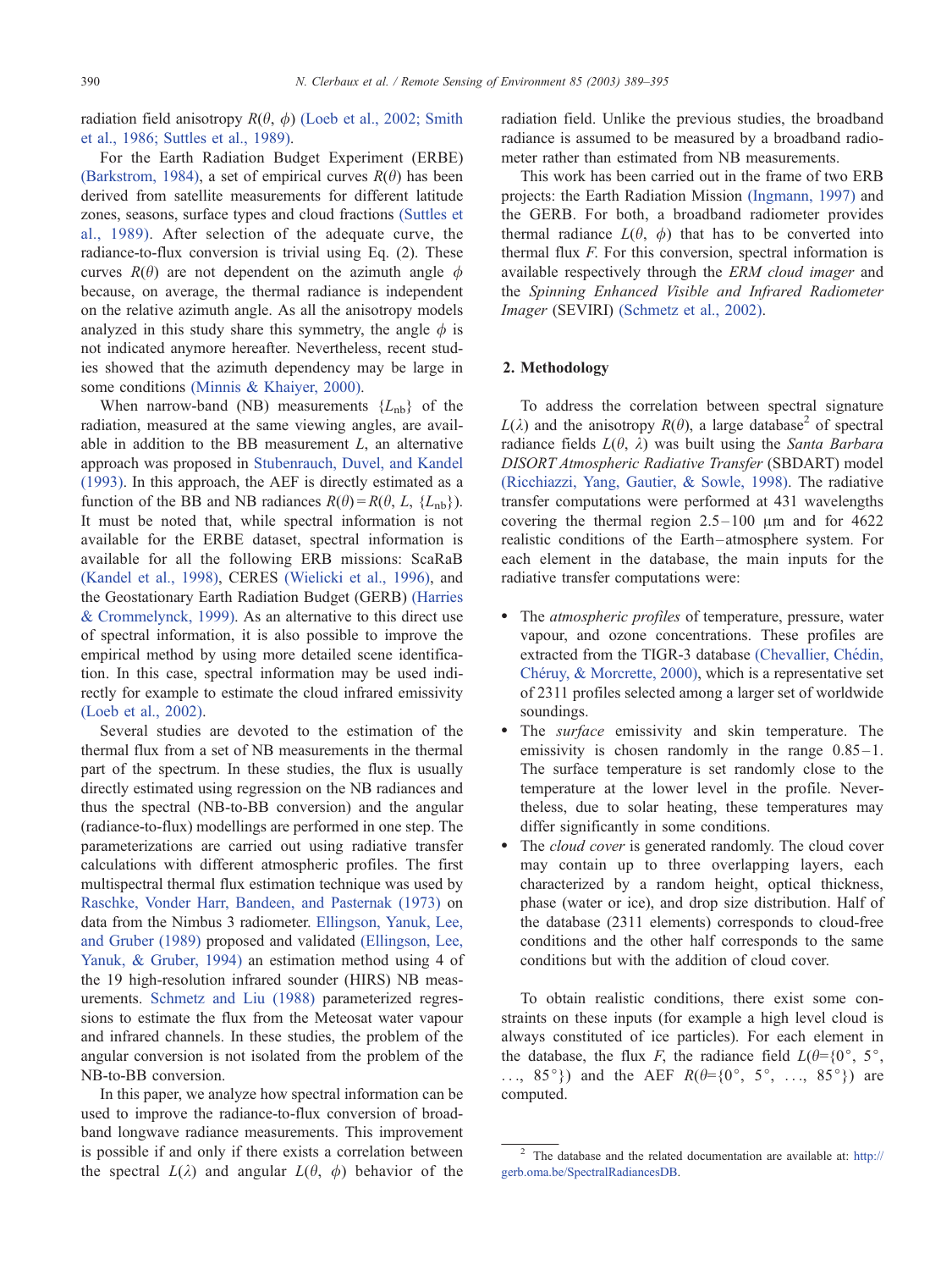radiation field anisotropy $R(\theta, \phi)$ (Loeb et al., 2002; Smith et al., 1986; Suttles et al., 1989).

For the Earth Radiation Budget Experiment (ERBE) (Barkstrom, 1984), a set of empirical curves $R(\theta)$ has been derived from satellite measurements for different latitude zones, seasons, surface types and cloud fractions (Suttles et al., 1989). After selection of the adequate curve, the radiance-to-flux conversion is trivial using Eq. (2). These curves $R(\theta)$ are not dependent on the azimuth angle $\phi$ because, on average, the thermal radiance is independent on the relative azimuth angle. As all the anisotropy models analyzed in this study share this symmetry, the angle $\phi$ is not indicated anymore hereafter. Nevertheless, recent studies showed that the azimuth dependency may be large in some conditions (Minnis & Khaiyer, 2000).

When narrow-band (NB) measurements $\{L_{nb}\}$ of the radiation, measured at the same viewing angles, are available in addition to the BB measurement $L$, an alternative approach was proposed in Stubenrauch, Duvel, and Kandel (1993). In this approach, the AEF is directly estimated as a function of the BB and NB radiances $R(\theta) = R(\theta, L, \{L_{nb}\})$. It must be noted that, while spectral information is not available for the ERBE dataset, spectral information is available for all the following ERB missions: ScaRaB (Kandel et al., 1998), CERES (Wielicki et al., 1996), and the Geostationary Earth Radiation Budget (GERB) (Harries & Crommelynck, 1999). As an alternative to this direct use of spectral information, it is also possible to improve the empirical method by using more detailed scene identification. In this case, spectral information may be used indirectly for example to estimate the cloud infrared emissivity (Loeb et al., 2002).

Several studies are devoted to the estimation of the thermal flux from a set of NB measurements in the thermal part of the spectrum. In these studies, the flux is usually directly estimated using regression on the NB radiances and thus the spectral (NB-to-BB conversion) and the angular (radiance-to-flux) modellings are performed in one step. The parameterizations are carried out using radiative transfer calculations with different atmospheric profiles. The first multispectral thermal flux estimation technique was used by Raschke, Vonder Harr, Bandeen, and Pasternak (1973) on data from the Nimbus 3 radiometer. Ellingson, Yanuk, Lee, and Gruber (1989) proposed and validated (Ellingson, Lee, Yanuk, & Gruber, 1994) an estimation method using 4 of the 19 high-resolution infrared sounder (HIRS) NB measurements. Schmetz and Liu (1988) parameterized regressions to estimate the flux from the Meteosat water vapour and infrared channels. In these studies, the problem of the angular conversion is not isolated from the problem of the NB-to-BB conversion.

In this paper, we analyze how spectral information can be used to improve the radiance-to-flux conversion of broadband longwave radiance measurements. This improvement is possible if and only if there exists a correlation between the spectral $L(\lambda)$ and angular $L(\theta, \phi)$ behavior of the radiation field. Unlike the previous studies, the broadband radiance is assumed to be measured by a broadband radiometer rather than estimated from NB measurements.

This work has been carried out in the frame of two ERB projects: the Earth Radiation Mission (Ingmann, 1997) and the GERB. For both, a broadband radiometer provides thermal radiance $L(\theta, \phi)$ that has to be converted into thermal flux $F$. For this conversion, spectral information is available respectively through the *ERM cloud imager* and the *Spinning Enhanced Visible and Infrared Radiometer Imager* (SEVIRI) (Schmetz et al., 2002).

## 2. Methodology

To address the correlation between spectral signature $L(\lambda)$ and the anisotropy $R(\theta)$, a large database[2] of spectral radiance fields $L(\theta, \lambda)$ was built using the *Santa Barbara DISORT Atmospheric Radiative Transfer* (SBDART) model (Ricchiazzi, Yang, Gautier, & Sowle, 1998). The radiative transfer computations were performed at 431 wavelengths covering the thermal region 2.5–100 μm and for 4622 realistic conditions of the Earth–atmosphere system. For each element in the database, the main inputs for the radiative transfer computations were:

- The *atmospheric profiles* of temperature, pressure, water vapour, and ozone concentrations. These profiles are extracted from the TIGR-3 database (Chevallier, Chédin, Chéruy, & Morcrette, 2000), which is a representative set of 2311 profiles selected among a larger set of worldwide soundings.
- The *surface* emissivity and skin temperature. The emissivity is chosen randomly in the range 0.85–1. The surface temperature is set randomly close to the temperature at the lower level in the profile. Nevertheless, due to solar heating, these temperatures may differ significantly in some conditions.
- The *cloud cover* is generated randomly. The cloud cover may contain up to three overlapping layers, each characterized by a random height, optical thickness, phase (water or ice), and drop size distribution. Half of the database (2311 elements) corresponds to cloud-free conditions and the other half corresponds to the same conditions but with the addition of cloud cover.

To obtain realistic conditions, there exist some constraints on these inputs (for example a high level cloud is always constituted of ice particles). For each element in the database, the flux $F$, the radiance field $L(\theta=\{0°, 5°, \ldots, 85°\})$ and the AEF $R(\theta=\{0°, 5°, \ldots, 85°\})$ are computed.

[2] The database and the related documentation are available at: http://gerb.oma.be/SpectralRadiancesDB.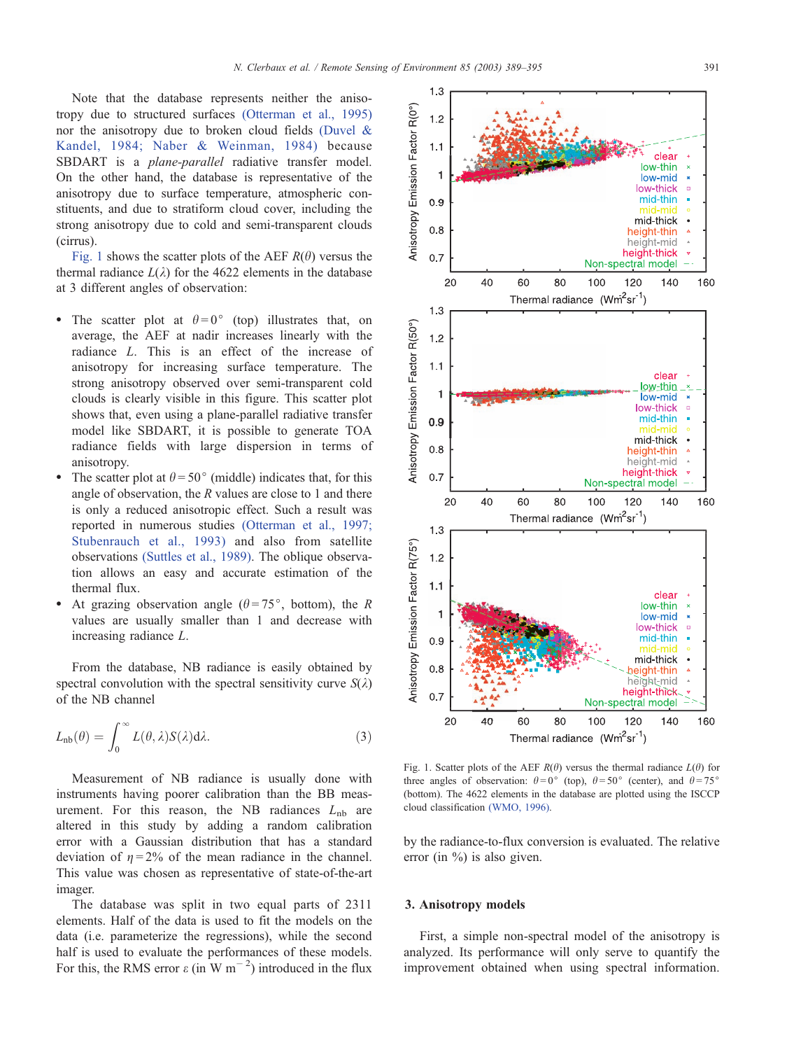Note that the database represents neither the anisotropy due to structured surfaces (Otterman et al., 1995) nor the anisotropy due to broken cloud fields (Duvel & Kandel, 1984; Naber & Weinman, 1984) because SBDART is a *plane-parallel* radiative transfer model. On the other hand, the database is representative of the anisotropy due to surface temperature, atmospheric constituents, and due to stratiform cloud cover, including the strong anisotropy due to cold and semi-transparent clouds (cirrus).

Fig. 1 shows the scatter plots of the AEF $R(\theta)$ versus the thermal radiance $L(\lambda)$ for the 4622 elements in the database at 3 different angles of observation:

- The scatter plot at $\theta = 0°$ (top) illustrates that, on average, the AEF at nadir increases linearly with the radiance $L$. This is an effect of the increase of anisotropy for increasing surface temperature. The strong anisotropy observed over semi-transparent cold clouds is clearly visible in this figure. This scatter plot shows that, even using a plane-parallel radiative transfer model like SBDART, it is possible to generate TOA radiance fields with large dispersion in terms of anisotropy.
- The scatter plot at $\theta = 50°$ (middle) indicates that, for this angle of observation, the $R$ values are close to 1 and there is only a reduced anisotropic effect. Such a result was reported in numerous studies (Otterman et al., 1997; Stubenrauch et al., 1993) and also from satellite observations (Suttles et al., 1989). The oblique observation allows an easy and accurate estimation of the thermal flux.
- At grazing observation angle ($\theta = 75°$, bottom), the $R$ values are usually smaller than 1 and decrease with increasing radiance $L$.

From the database, NB radiance is easily obtained by spectral convolution with the spectral sensitivity curve $S(\lambda)$ of the NB channel

$$L_{\mathrm{nb}}(\theta) = \int_0^{\infty} L(\theta, \lambda) S(\lambda) \mathrm{d}\lambda. \tag{3}$$

Measurement of NB radiance is usually done with instruments having poorer calibration than the BB measurement. For this reason, the NB radiances $L_{\mathrm{nb}}$ are altered in this study by adding a random calibration error with a Gaussian distribution that has a standard deviation of $\eta = 2\%$ of the mean radiance in the channel. This value was chosen as representative of state-of-the-art imager.

The database was split in two equal parts of 2311 elements. Half of the data is used to fit the models on the data (i.e. parameterize the regressions), while the second half is used to evaluate the performances of these models. For this, the RMS error $\varepsilon$ (in W m$^{-2}$) introduced in the flux by the radiance-to-flux conversion is evaluated. The relative error (in %) is also given.

Fig. 1. Scatter plots of the AEF $R(\theta)$ versus the thermal radiance $L(\theta)$ for three angles of observation: $\theta = 0°$ (top), $\theta = 50°$ (center), and $\theta = 75°$ (bottom). The 4622 elements in the database are plotted using the ISCCP cloud classification (WMO, 1996).

## 3. Anisotropy models

First, a simple non-spectral model of the anisotropy is analyzed. Its performance will only serve to quantify the improvement obtained when using spectral information.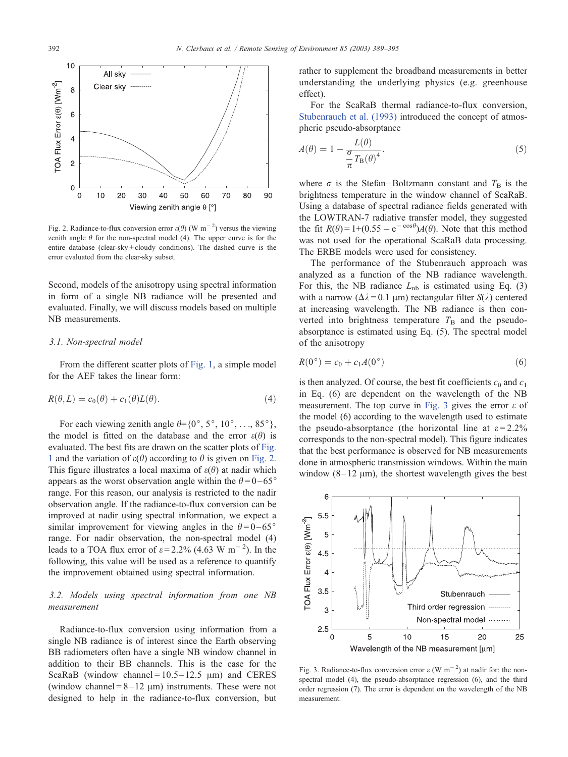Fig. 2. Radiance-to-flux conversion error $\varepsilon(\theta)$ (W m$^{-2}$) versus the viewing zenith angle $\theta$ for the non-spectral model (4). The upper curve is for the entire database (clear-sky + cloudy conditions). The dashed curve is the error evaluated from the clear-sky subset.

Second, models of the anisotropy using spectral information in form of a single NB radiance will be presented and evaluated. Finally, we will discuss models based on multiple NB measurements.

### 3.1. Non-spectral model

From the different scatter plots of Fig. 1, a simple model for the AEF takes the linear form:

$$R(\theta, L) = c_0(\theta) + c_1(\theta)L(\theta). \tag{4}$$

For each viewing zenith angle $\theta = \{0°, 5°, 10°, \ldots, 85°\}$, the model is fitted on the database and the error $\varepsilon(\theta)$ is evaluated. The best fits are drawn on the scatter plots of Fig. 1 and the variation of $\varepsilon(\theta)$ according to $\theta$ is given on Fig. 2. This figure illustrates a local maxima of $\varepsilon(\theta)$ at nadir which appears as the worst observation angle within the $\theta = 0$–$65°$ range. For this reason, our analysis is restricted to the nadir observation angle. If the radiance-to-flux conversion can be improved at nadir using spectral information, we expect a similar improvement for viewing angles in the $\theta = 0$–$65°$ range. For nadir observation, the non-spectral model (4) leads to a TOA flux error of $\varepsilon = 2.2\%$ (4.63 W m$^{-2}$). In the following, this value will be used as a reference to quantify the improvement obtained using spectral information.

### 3.2. Models using spectral information from one NB measurement

Radiance-to-flux conversion using information from a single NB radiance is of interest since the Earth observing BB radiometers often have a single NB window channel in addition to their BB channels. This is the case for the ScaRaB (window channel = 10.5–12.5 μm) and CERES (window channel = 8–12 μm) instruments. These were not designed to help in the radiance-to-flux conversion, but rather to supplement the broadband measurements in better understanding the underlying physics (e.g. greenhouse effect).

For the ScaRaB thermal radiance-to-flux conversion, Stubenrauch et al. (1993) introduced the concept of atmospheric pseudo-absorptance

$$A(\theta) = 1 - \frac{L(\theta)}{\frac{\sigma}{\pi} T_B(\theta)^4}. \tag{5}$$

where $\sigma$ is the Stefan–Boltzmann constant and $T_B$ is the brightness temperature in the window channel of ScaRaB. Using a database of spectral radiance fields generated with the LOWTRAN-7 radiative transfer model, they suggested the fit $R(\theta) = 1 + (0.55 - e^{-\cos\theta})A(\theta)$. Note that this method was not used for the operational ScaRaB data processing. The ERBE models were used for consistency.

The performance of the Stubenrauch approach was analyzed as a function of the NB radiance wavelength. For this, the NB radiance $L_{nb}$ is estimated using Eq. (3) with a narrow ($\Delta\lambda = 0.1$ μm) rectangular filter $S(\lambda)$ centered at increasing wavelength. The NB radiance is then converted into brightness temperature $T_B$ and the pseudo-absorptance is estimated using Eq. (5). The spectral model of the anisotropy

$$R(0°) = c_0 + c_1 A(0°) \tag{6}$$

is then analyzed. Of course, the best fit coefficients $c_0$ and $c_1$ in Eq. (6) are dependent on the wavelength of the NB measurement. The top curve in Fig. 3 gives the error $\varepsilon$ of the model (6) according to the wavelength used to estimate the pseudo-absorptance (the horizontal line at $\varepsilon = 2.2\%$ corresponds to the non-spectral model). This figure indicates that the best performance is observed for NB measurements done in atmospheric transmission windows. Within the main window (8–12 μm), the shortest wavelength gives the best

Fig. 3. Radiance-to-flux conversion error $\varepsilon$ (W m$^{-2}$) at nadir for: the non-spectral model (4), the pseudo-absorptance regression (6), and the third order regression (7). The error is dependent on the wavelength of the NB measurement.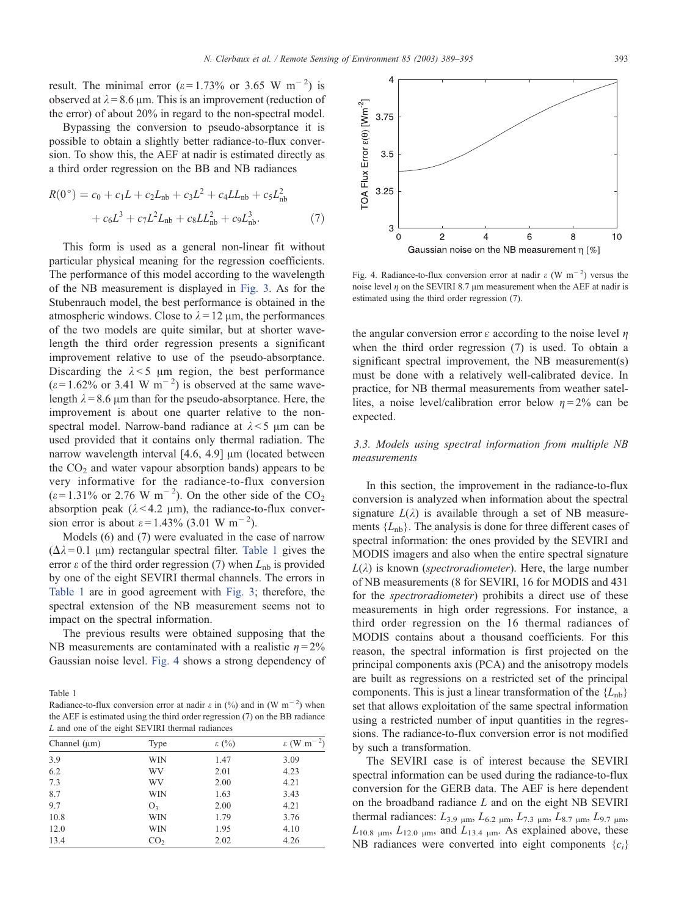result. The minimal error ($\varepsilon = 1.73\%$ or 3.65 W m$^{-2}$) is observed at $\lambda = 8.6$ µm. This is an improvement (reduction of the error) of about 20% in regard to the non-spectral model.

Bypassing the conversion to pseudo-absorptance it is possible to obtain a slightly better radiance-to-flux conversion. To show this, the AEF at nadir is estimated directly as a third order regression on the BB and NB radiances

$$R(0^\circ) = c_0 + c_1 L + c_2 L_{nb} + c_3 L^2 + c_4 L L_{nb} + c_5 L_{nb}^2 + c_6 L^3 + c_7 L^2 L_{nb} + c_8 L L_{nb}^2 + c_9 L_{nb}^3. \tag{7}$$

This form is used as a general non-linear fit without particular physical meaning for the regression coefficients. The performance of this model according to the wavelength of the NB measurement is displayed in Fig. 3. As for the Stubenrauch model, the best performance is obtained in the atmospheric windows. Close to $\lambda = 12$ µm, the performances of the two models are quite similar, but at shorter wavelength the third order regression presents a significant improvement relative to use of the pseudo-absorptance. Discarding the $\lambda < 5$ µm region, the best performance ($\varepsilon = 1.62\%$ or 3.41 W m$^{-2}$) is observed at the same wavelength $\lambda = 8.6$ µm than for the pseudo-absorptance. Here, the improvement is about one quarter relative to the non-spectral model. Narrow-band radiance at $\lambda < 5$ µm can be used provided that it contains only thermal radiation. The narrow wavelength interval [4.6, 4.9] µm (located between the $CO_2$ and water vapour absorption bands) appears to be very informative for the radiance-to-flux conversion ($\varepsilon = 1.31\%$ or 2.76 W m$^{-2}$). On the other side of the $CO_2$ absorption peak ($\lambda < 4.2$ µm), the radiance-to-flux conversion error is about $\varepsilon = 1.43\%$ (3.01 W m$^{-2}$).

Models (6) and (7) were evaluated in the case of narrow ($\Delta\lambda = 0.1$ µm) rectangular spectral filter. Table 1 gives the error $\varepsilon$ of the third order regression (7) when $L_{nb}$ is provided by one of the eight SEVIRI thermal channels. The errors in Table 1 are in good agreement with Fig. 3; therefore, the spectral extension of the NB measurement seems not to impact on the spectral information.

The previous results were obtained supposing that the NB measurements are contaminated with a realistic $\eta = 2\%$ Gaussian noise level. Fig. 4 shows a strong dependency of the angular conversion error $\varepsilon$ according to the noise level $\eta$ when the third order regression (7) is used. To obtain a significant spectral improvement, the NB measurement(s) must be done with a relatively well-calibrated device. In practice, for NB thermal measurements from weather satellites, a noise level/calibration error below $\eta = 2\%$ can be expected.

Table 1
Radiance-to-flux conversion error at nadir $\varepsilon$ in (%) and in (W m$^{-2}$) when the AEF is estimated using the third order regression (7) on the BB radiance $L$ and one of the eight SEVIRI thermal radiances

| Channel (µm) | Type | $\varepsilon$ (%) | $\varepsilon$ (W m$^{-2}$) |
|---|---|---|---|
| 3.9 | WIN | 1.47 | 3.09 |
| 6.2 | WV | 2.01 | 4.23 |
| 7.3 | WV | 2.00 | 4.21 |
| 8.7 | WIN | 1.63 | 3.43 |
| 9.7 | $O_3$ | 2.00 | 4.21 |
| 10.8 | WIN | 1.79 | 3.76 |
| 12.0 | WIN | 1.95 | 4.10 |
| 13.4 | $CO_2$ | 2.02 | 4.26 |

Fig. 4. Radiance-to-flux conversion error at nadir $\varepsilon$ (W m$^{-2}$) versus the noise level $\eta$ on the SEVIRI 8.7 µm measurement when the AEF at nadir is estimated using the third order regression (7).

### 3.3. Models using spectral information from multiple NB measurements

In this section, the improvement in the radiance-to-flux conversion is analyzed when information about the spectral signature $L(\lambda)$ is available through a set of NB measurements $\{L_{nb}\}$. The analysis is done for three different cases of spectral information: the ones provided by the SEVIRI and MODIS imagers and also when the entire spectral signature $L(\lambda)$ is known (*spectroradiometer*). Here, the large number of NB measurements (8 for SEVIRI, 16 for MODIS and 431 for the *spectroradiometer*) prohibits a direct use of these measurements in high order regressions. For instance, a third order regression on the 16 thermal radiances of MODIS contains about a thousand coefficients. For this reason, the spectral information is first projected on the principal components axis (PCA) and the anisotropy models are built as regressions on a restricted set of the principal components. This is just a linear transformation of the $\{L_{nb}\}$ set that allows exploitation of the same spectral information using a restricted number of input quantities in the regressions. The radiance-to-flux conversion error is not modified by such a transformation.

The SEVIRI case is of interest because the SEVIRI spectral information can be used during the radiance-to-flux conversion for the GERB data. The AEF is here dependent on the broadband radiance $L$ and on the eight NB SEVIRI thermal radiances: $L_{3.9\ \mu m}$, $L_{6.2\ \mu m}$, $L_{7.3\ \mu m}$, $L_{8.7\ \mu m}$, $L_{9.7\ \mu m}$, $L_{10.8\ \mu m}$, $L_{12.0\ \mu m}$, and $L_{13.4\ \mu m}$. As explained above, these NB radiances were converted into eight components $\{c_i\}$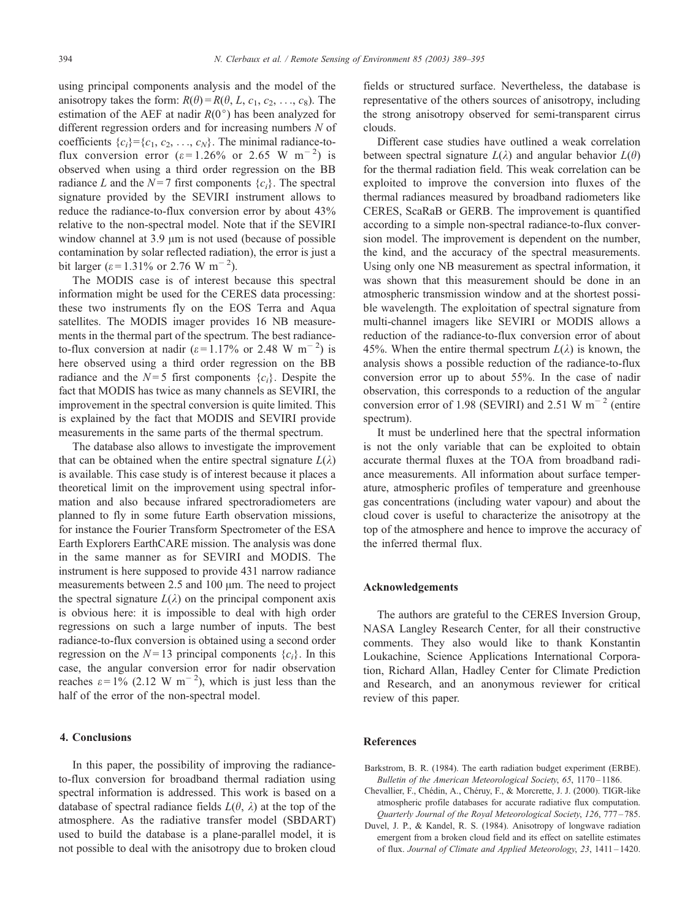using principal components analysis and the model of the anisotropy takes the form: $R(\theta) = R(\theta, L, c_1, c_2, \ldots, c_8)$. The estimation of the AEF at nadir $R(0°)$ has been analyzed for different regression orders and for increasing numbers $N$ of coefficients $\{c_i\} = \{c_1, c_2, \ldots, c_N\}$. The minimal radiance-to-flux conversion error ($\varepsilon = 1.26\%$ or 2.65 W m$^{-2}$) is observed when using a third order regression on the BB radiance $L$ and the $N = 7$ first components $\{c_i\}$. The spectral signature provided by the SEVIRI instrument allows to reduce the radiance-to-flux conversion error by about 43% relative to the non-spectral model. Note that if the SEVIRI window channel at 3.9 μm is not used (because of possible contamination by solar reflected radiation), the error is just a bit larger ($\varepsilon = 1.31\%$ or 2.76 W m$^{-2}$).

The MODIS case is of interest because this spectral information might be used for the CERES data processing: these two instruments fly on the EOS Terra and Aqua satellites. The MODIS imager provides 16 NB measurements in the thermal part of the spectrum. The best radiance-to-flux conversion at nadir ($\varepsilon = 1.17\%$ or 2.48 W m$^{-2}$) is here observed using a third order regression on the BB radiance and the $N = 5$ first components $\{c_i\}$. Despite the fact that MODIS has twice as many channels as SEVIRI, the improvement in the spectral conversion is quite limited. This is explained by the fact that MODIS and SEVIRI provide measurements in the same parts of the thermal spectrum.

The database also allows to investigate the improvement that can be obtained when the entire spectral signature $L(\lambda)$ is available. This case study is of interest because it places a theoretical limit on the improvement using spectral information and also because infrared spectroradiometers are planned to fly in some future Earth observation missions, for instance the Fourier Transform Spectrometer of the ESA Earth Explorers EarthCARE mission. The analysis was done in the same manner as for SEVIRI and MODIS. The instrument is here supposed to provide 431 narrow radiance measurements between 2.5 and 100 μm. The need to project the spectral signature $L(\lambda)$ on the principal component axis is obvious here: it is impossible to deal with high order regressions on such a large number of inputs. The best radiance-to-flux conversion is obtained using a second order regression on the $N = 13$ principal components $\{c_i\}$. In this case, the angular conversion error for nadir observation reaches $\varepsilon = 1\%$ (2.12 W m$^{-2}$), which is just less than the half of the error of the non-spectral model.

## 4. Conclusions

In this paper, the possibility of improving the radiance-to-flux conversion for broadband thermal radiation using spectral information is addressed. This work is based on a database of spectral radiance fields $L(\theta, \lambda)$ at the top of the atmosphere. As the radiative transfer model (SBDART) used to build the database is a plane-parallel model, it is not possible to deal with the anisotropy due to broken cloud fields or structured surface. Nevertheless, the database is representative of the others sources of anisotropy, including the strong anisotropy observed for semi-transparent cirrus clouds.

Different case studies have outlined a weak correlation between spectral signature $L(\lambda)$ and angular behavior $L(\theta)$ for the thermal radiation field. This weak correlation can be exploited to improve the conversion into fluxes of the thermal radiances measured by broadband radiometers like CERES, ScaRaB or GERB. The improvement is quantified according to a simple non-spectral radiance-to-flux conversion model. The improvement is dependent on the number, the kind, and the accuracy of the spectral measurements. Using only one NB measurement as spectral information, it was shown that this measurement should be done in an atmospheric transmission window and at the shortest possible wavelength. The exploitation of spectral signature from multi-channel imagers like SEVIRI or MODIS allows a reduction of the radiance-to-flux conversion error of about 45%. When the entire thermal spectrum $L(\lambda)$ is known, the analysis shows a possible reduction of the radiance-to-flux conversion error up to about 55%. In the case of nadir observation, this corresponds to a reduction of the angular conversion error of 1.98 (SEVIRI) and 2.51 W m$^{-2}$ (entire spectrum).

It must be underlined here that the spectral information is not the only variable that can be exploited to obtain accurate thermal fluxes at the TOA from broadband radiance measurements. All information about surface temperature, atmospheric profiles of temperature and greenhouse gas concentrations (including water vapour) and about the cloud cover is useful to characterize the anisotropy at the top of the atmosphere and hence to improve the accuracy of the inferred thermal flux.

## Acknowledgements

The authors are grateful to the CERES Inversion Group, NASA Langley Research Center, for all their constructive comments. They also would like to thank Konstantin Loukachine, Science Applications International Corporation, Richard Allan, Hadley Center for Climate Prediction and Research, and an anonymous reviewer for critical review of this paper.

## References

Barkstrom, B. R. (1984). The earth radiation budget experiment (ERBE). *Bulletin of the American Meteorological Society*, *65*, 1170–1186.

Chevallier, F., Chédin, A., Chéruy, F., & Morcrette, J. J. (2000). TIGR-like atmospheric profile databases for accurate radiative flux computation. *Quarterly Journal of the Royal Meteorological Society*, *126*, 777–785.

Duvel, J. P., & Kandel, R. S. (1984). Anisotropy of longwave radiation emergent from a broken cloud field and its effect on satellite estimates of flux. *Journal of Climate and Applied Meteorology*, *23*, 1411–1420.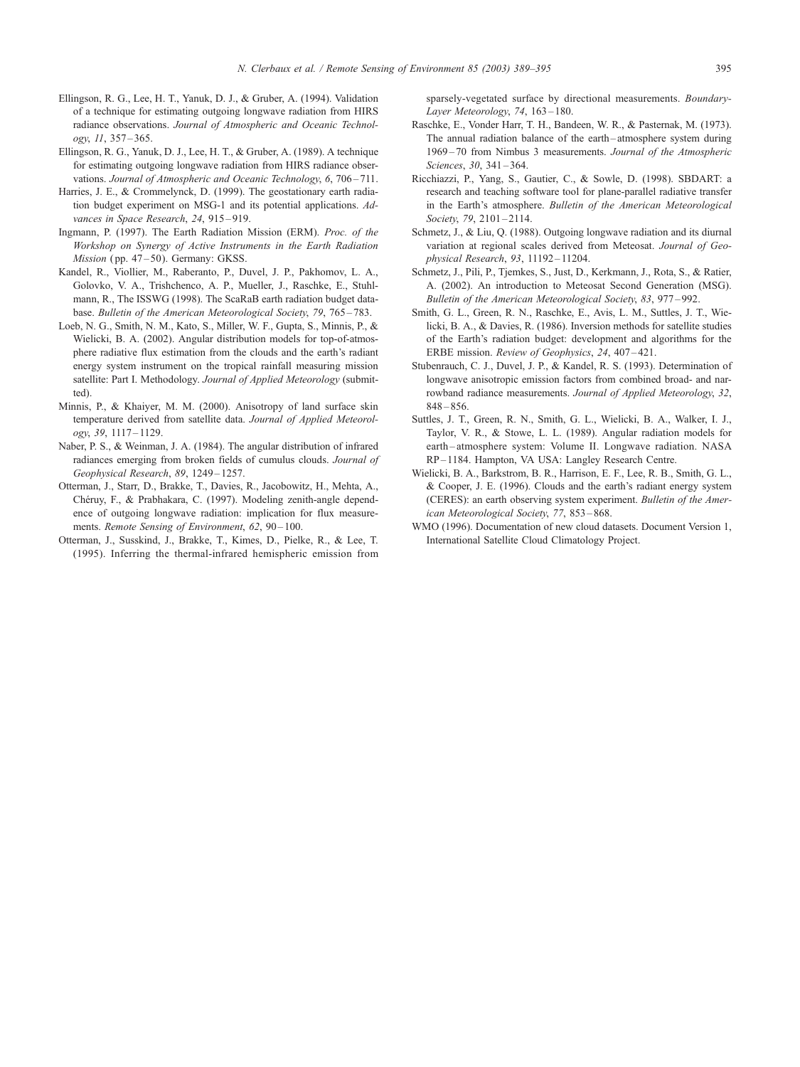Ellingson, R. G., Lee, H. T., Yanuk, D. J., & Gruber, A. (1994). Validation of a technique for estimating outgoing longwave radiation from HIRS radiance observations. *Journal of Atmospheric and Oceanic Technology*, *11*, 357–365.

Ellingson, R. G., Yanuk, D. J., Lee, H. T., & Gruber, A. (1989). A technique for estimating outgoing longwave radiation from HIRS radiance observations. *Journal of Atmospheric and Oceanic Technology*, *6*, 706–711.

Harries, J. E., & Crommelynck, D. (1999). The geostationary earth radiation budget experiment on MSG-1 and its potential applications. *Advances in Space Research*, *24*, 915–919.

Ingmann, P. (1997). The Earth Radiation Mission (ERM). *Proc. of the Workshop on Synergy of Active Instruments in the Earth Radiation Mission* (pp. 47–50). Germany: GKSS.

Kandel, R., Viollier, M., Raberanto, P., Duvel, J. P., Pakhomov, L. A., Golovko, V. A., Trishchenco, A. P., Mueller, J., Raschke, E., Stuhlmann, R., The ISSWG (1998). The ScaRaB earth radiation budget database. *Bulletin of the American Meteorological Society*, *79*, 765–783.

Loeb, N. G., Smith, N. M., Kato, S., Miller, W. F., Gupta, S., Minnis, P., & Wielicki, B. A. (2002). Angular distribution models for top-of-atmosphere radiative flux estimation from the clouds and the earth's radiant energy system instrument on the tropical rainfall measuring mission satellite: Part I. Methodology. *Journal of Applied Meteorology* (submitted).

Minnis, P., & Khaiyer, M. M. (2000). Anisotropy of land surface skin temperature derived from satellite data. *Journal of Applied Meteorology*, *39*, 1117–1129.

Naber, P. S., & Weinman, J. A. (1984). The angular distribution of infrared radiances emerging from broken fields of cumulus clouds. *Journal of Geophysical Research*, *89*, 1249–1257.

Otterman, J., Starr, D., Brakke, T., Davies, R., Jacobowitz, H., Mehta, A., Chéruy, F., & Prabhakara, C. (1997). Modeling zenith-angle dependence of outgoing longwave radiation: implication for flux measurements. *Remote Sensing of Environment*, *62*, 90–100.

Otterman, J., Susskind, J., Brakke, T., Kimes, D., Pielke, R., & Lee, T. (1995). Inferring the thermal-infrared hemispheric emission from sparsely-vegetated surface by directional measurements. *Boundary-Layer Meteorology*, *74*, 163–180.

Raschke, E., Vonder Harr, T. H., Bandeen, W. R., & Pasternak, M. (1973). The annual radiation balance of the earth–atmosphere system during 1969–70 from Nimbus 3 measurements. *Journal of the Atmospheric Sciences*, *30*, 341–364.

Ricchiazzi, P., Yang, S., Gautier, C., & Sowle, D. (1998). SBDART: a research and teaching software tool for plane-parallel radiative transfer in the Earth's atmosphere. *Bulletin of the American Meteorological Society*, *79*, 2101–2114.

Schmetz, J., & Liu, Q. (1988). Outgoing longwave radiation and its diurnal variation at regional scales derived from Meteosat. *Journal of Geophysical Research*, *93*, 11192–11204.

Schmetz, J., Pili, P., Tjemkes, S., Just, D., Kerkmann, J., Rota, S., & Ratier, A. (2002). An introduction to Meteosat Second Generation (MSG). *Bulletin of the American Meteorological Society*, *83*, 977–992.

Smith, G. L., Green, R. N., Raschke, E., Avis, L. M., Suttles, J. T., Wielicki, B. A., & Davies, R. (1986). Inversion methods for satellite studies of the Earth's radiation budget: development and algorithms for the ERBE mission. *Review of Geophysics*, *24*, 407–421.

Stubenrauch, C. J., Duvel, J. P., & Kandel, R. S. (1993). Determination of longwave anisotropic emission factors from combined broad- and narrowband radiance measurements. *Journal of Applied Meteorology*, *32*, 848–856.

Suttles, J. T., Green, R. N., Smith, G. L., Wielicki, B. A., Walker, I. J., Taylor, V. R., & Stowe, L. L. (1989). Angular radiation models for earth–atmosphere system: Volume II. Longwave radiation. NASA RP–1184. Hampton, VA USA: Langley Research Centre.

Wielicki, B. A., Barkstrom, B. R., Harrison, E. F., Lee, R. B., Smith, G. L., & Cooper, J. E. (1996). Clouds and the earth's radiant energy system (CERES): an earth observing system experiment. *Bulletin of the American Meteorological Society*, *77*, 853–868.

WMO (1996). Documentation of new cloud datasets. Document Version 1, International Satellite Cloud Climatology Project.